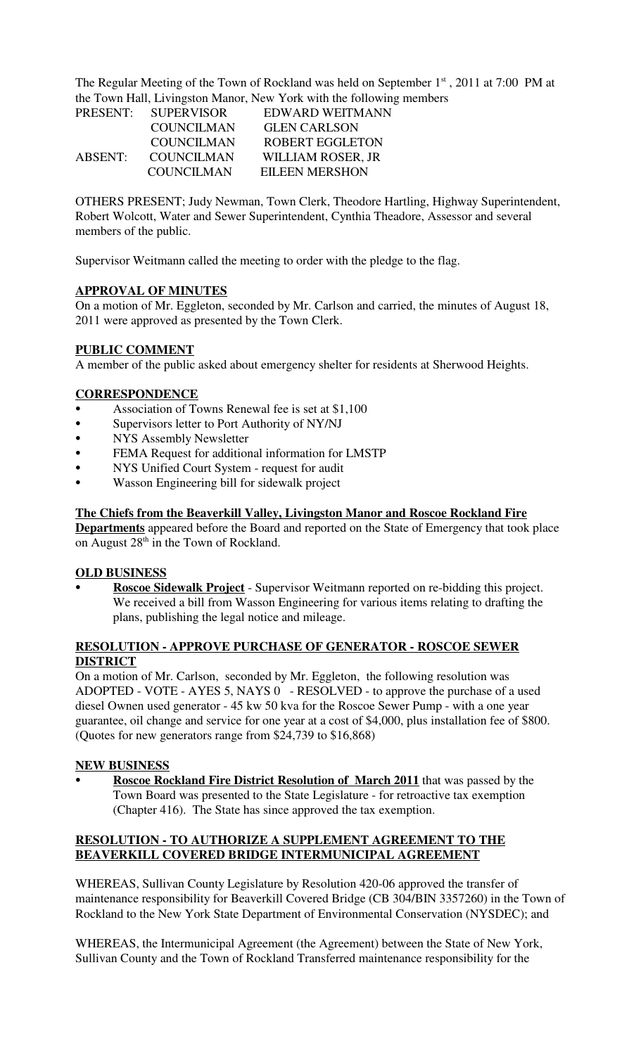The Regular Meeting of the Town of Rockland was held on September 1st , 2011 at 7:00 PM at the Town Hall, Livingston Manor, New York with the following members

| | | |
|---|---|---|
| PRESENT: | SUPERVISOR | EDWARD WEITMANN |
| | COUNCILMAN | GLEN CARLSON |
| | COUNCILMAN | ROBERT EGGLETON |
| ABSENT: | COUNCILMAN | WILLIAM ROSER, JR |
| | COUNCILMAN | EILEEN MERSHON |

OTHERS PRESENT; Judy Newman, Town Clerk, Theodore Hartling, Highway Superintendent, Robert Wolcott, Water and Sewer Superintendent, Cynthia Theadore, Assessor and several members of the public.

Supervisor Weitmann called the meeting to order with the pledge to the flag.

**APPROVAL OF MINUTES**

On a motion of Mr. Eggleton, seconded by Mr. Carlson and carried, the minutes of August 18, 2011 were approved as presented by the Town Clerk.

**PUBLIC COMMENT**

A member of the public asked about emergency shelter for residents at Sherwood Heights.

**CORRESPONDENCE**

- Association of Towns Renewal fee is set at $1,100
- Supervisors letter to Port Authority of NY/NJ
- NYS Assembly Newsletter
- FEMA Request for additional information for LMSTP
- NYS Unified Court System - request for audit
- Wasson Engineering bill for sidewalk project

**The Chiefs from the Beaverkill Valley, Livingston Manor and Roscoe Rockland Fire Departments** appeared before the Board and reported on the State of Emergency that took place on August 28th in the Town of Rockland.

**OLD BUSINESS**

- **Roscoe Sidewalk Project** - Supervisor Weitmann reported on re-bidding this project. We received a bill from Wasson Engineering for various items relating to drafting the plans, publishing the legal notice and mileage.

**RESOLUTION - APPROVE PURCHASE OF GENERATOR - ROSCOE SEWER DISTRICT**

On a motion of Mr. Carlson, seconded by Mr. Eggleton, the following resolution was ADOPTED - VOTE - AYES 5, NAYS 0 - RESOLVED - to approve the purchase of a used diesel Ownen used generator - 45 kw 50 kva for the Roscoe Sewer Pump - with a one year guarantee, oil change and service for one year at a cost of $4,000, plus installation fee of $800. (Quotes for new generators range from $24,739 to $16,868)

**NEW BUSINESS**

- **Roscoe Rockland Fire District Resolution of March 2011** that was passed by the Town Board was presented to the State Legislature - for retroactive tax exemption (Chapter 416). The State has since approved the tax exemption.

**RESOLUTION - TO AUTHORIZE A SUPPLEMENT AGREEMENT TO THE BEAVERKILL COVERED BRIDGE INTERMUNICIPAL AGREEMENT**

WHEREAS, Sullivan County Legislature by Resolution 420-06 approved the transfer of maintenance responsibility for Beaverkill Covered Bridge (CB 304/BIN 3357260) in the Town of Rockland to the New York State Department of Environmental Conservation (NYSDEC); and

WHEREAS, the Intermunicipal Agreement (the Agreement) between the State of New York, Sullivan County and the Town of Rockland Transferred maintenance responsibility for the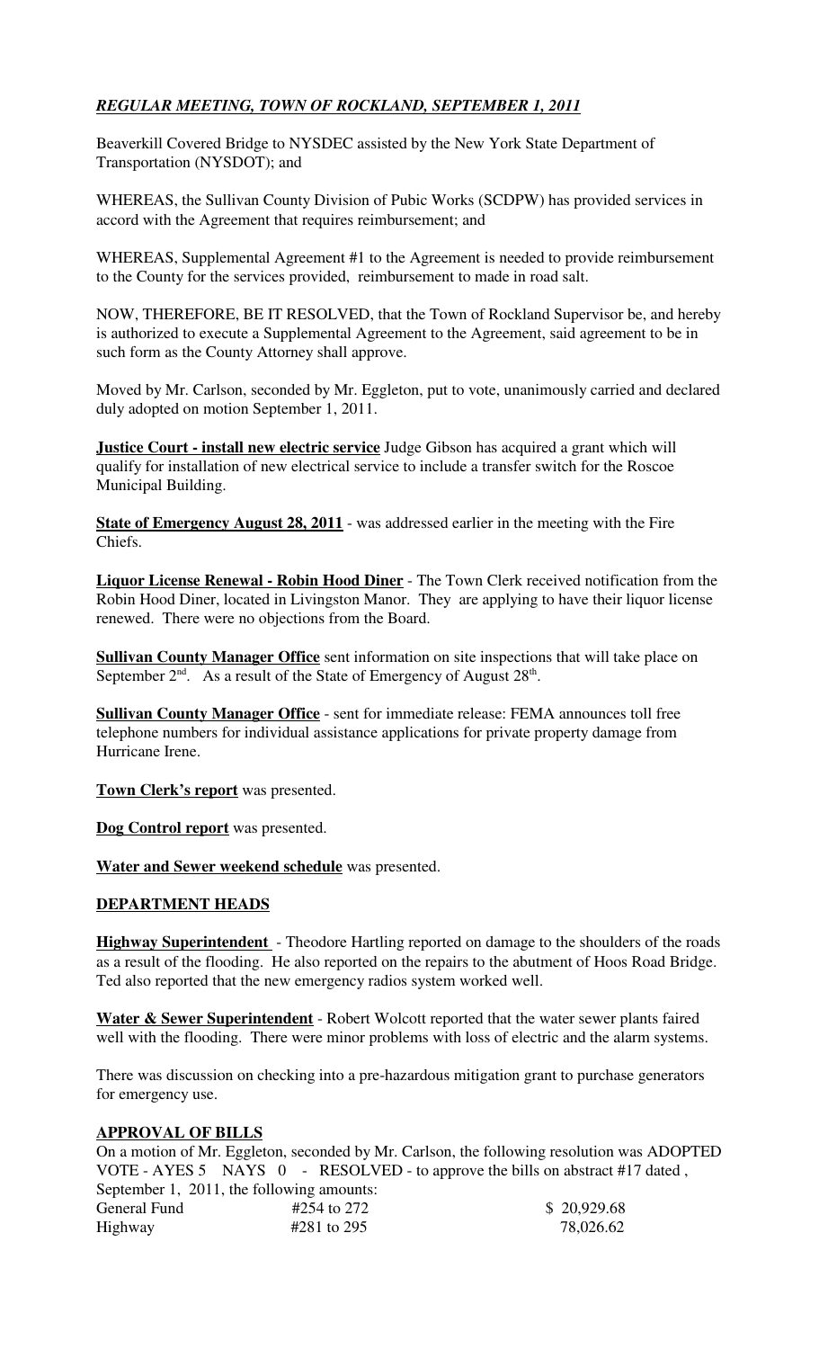## *REGULAR MEETING, TOWN OF ROCKLAND, SEPTEMBER 1, 2011*

Beaverkill Covered Bridge to NYSDEC assisted by the New York State Department of Transportation (NYSDOT); and

WHEREAS, the Sullivan County Division of Pubic Works (SCDPW) has provided services in accord with the Agreement that requires reimbursement; and

WHEREAS, Supplemental Agreement #1 to the Agreement is needed to provide reimbursement to the County for the services provided, reimbursement to made in road salt.

NOW, THEREFORE, BE IT RESOLVED, that the Town of Rockland Supervisor be, and hereby is authorized to execute a Supplemental Agreement to the Agreement, said agreement to be in such form as the County Attorney shall approve.

Moved by Mr. Carlson, seconded by Mr. Eggleton, put to vote, unanimously carried and declared duly adopted on motion September 1, 2011.

**Justice Court - install new electric service** Judge Gibson has acquired a grant which will qualify for installation of new electrical service to include a transfer switch for the Roscoe Municipal Building.

**State of Emergency August 28, 2011** - was addressed earlier in the meeting with the Fire Chiefs.

**Liquor License Renewal - Robin Hood Diner** - The Town Clerk received notification from the Robin Hood Diner, located in Livingston Manor. They are applying to have their liquor license renewed. There were no objections from the Board.

**Sullivan County Manager Office** sent information on site inspections that will take place on September 2nd. As a result of the State of Emergency of August 28th.

**Sullivan County Manager Office** - sent for immediate release: FEMA announces toll free telephone numbers for individual assistance applications for private property damage from Hurricane Irene.

**Town Clerk's report** was presented.

**Dog Control report** was presented.

**Water and Sewer weekend schedule** was presented.

### DEPARTMENT HEADS

**Highway Superintendent** - Theodore Hartling reported on damage to the shoulders of the roads as a result of the flooding. He also reported on the repairs to the abutment of Hoos Road Bridge. Ted also reported that the new emergency radios system worked well.

**Water & Sewer Superintendent** - Robert Wolcott reported that the water sewer plants faired well with the flooding. There were minor problems with loss of electric and the alarm systems.

There was discussion on checking into a pre-hazardous mitigation grant to purchase generators for emergency use.

### APPROVAL OF BILLS

On a motion of Mr. Eggleton, seconded by Mr. Carlson, the following resolution was ADOPTED VOTE - AYES 5 NAYS 0 - RESOLVED - to approve the bills on abstract #17 dated , September 1, 2011, the following amounts:

| | | |
|---|---|---|
| General Fund | #254 to 272 | $ 20,929.68 |
| Highway | #281 to 295 | 78,026.62 |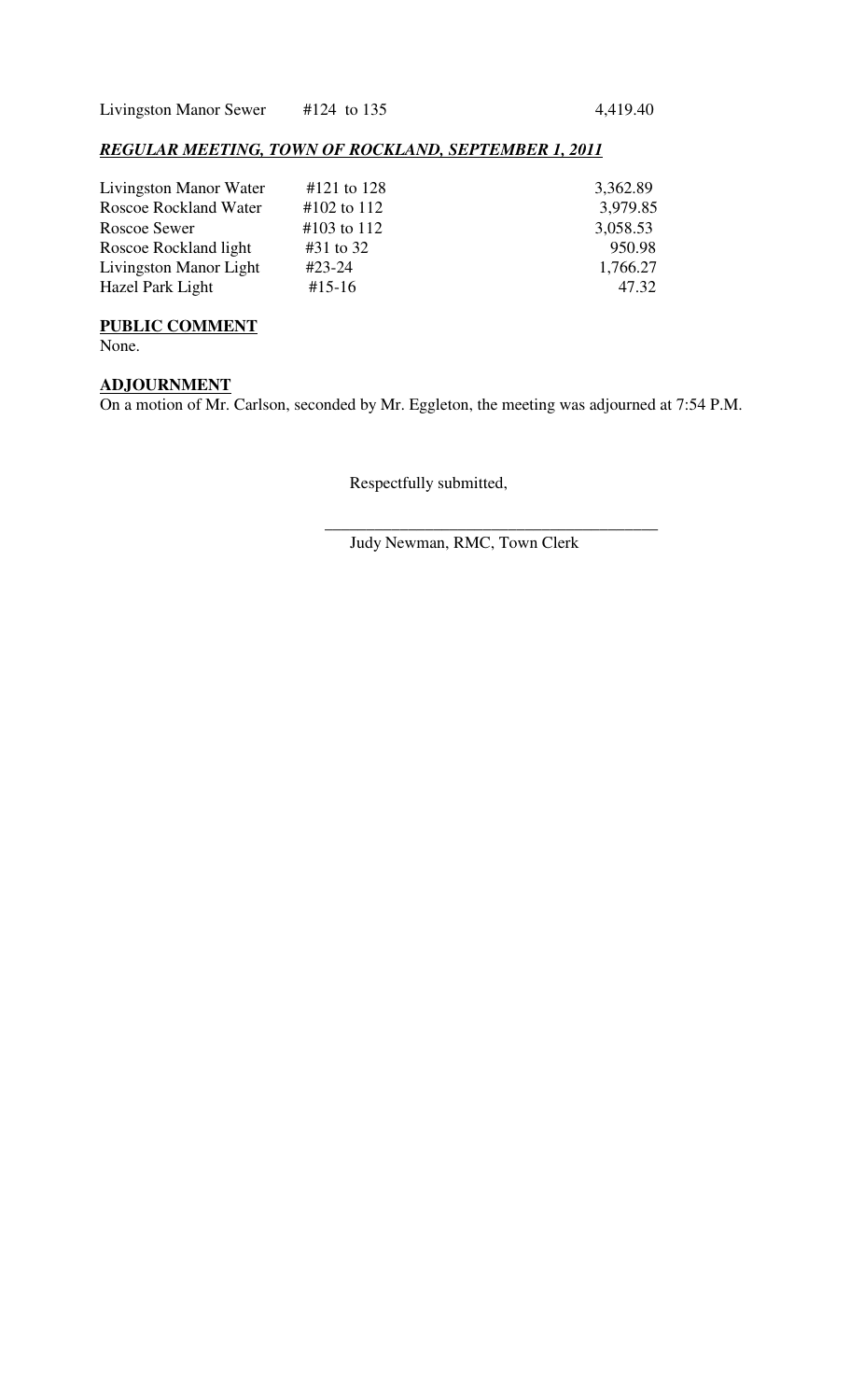| | | |
|---|---|---|
| Livingston Manor Sewer | #124 to 135 | 4,419.40 |
| Livingston Manor Water | #121 to 128 | 3,362.89 |
| Roscoe Rockland Water | #102 to 112 | 3,979.85 |
| Roscoe Sewer | #103 to 112 | 3,058.53 |
| Roscoe Rockland light | #31 to 32 | 950.98 |
| Livingston Manor Light | #23-24 | 1,766.27 |
| Hazel Park Light | #15-16 | 47.32 |

**PUBLIC COMMENT**

None.

**ADJOURNMENT**

On a motion of Mr. Carlson, seconded by Mr. Eggleton, the meeting was adjourned at 7:54 P.M.

Respectfully submitted,

\_\_\_\_\_\_\_\_\_\_\_\_\_\_\_\_\_\_\_\_\_\_\_\_\_\_\_\_\_\_\_\_\_\_\_\_\_\_\_\_

Judy Newman, RMC, Town Clerk